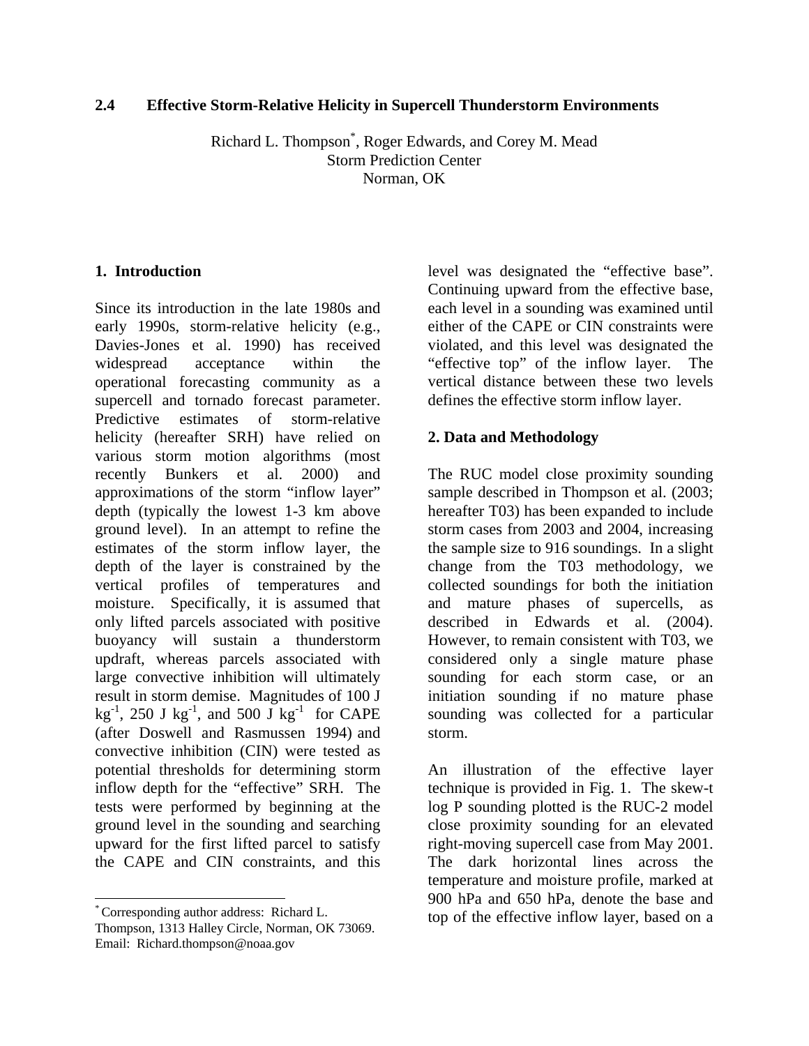## 2.4 Effective Storm-Relative Helicity in Supercell Thunderstorm Environments

Richard L. Thompson[*], Roger Edwards, and Corey M. Mead
Storm Prediction Center
Norman, OK

### 1. Introduction

Since its introduction in the late 1980s and early 1990s, storm-relative helicity (e.g., Davies-Jones et al. 1990) has received widespread acceptance within the operational forecasting community as a supercell and tornado forecast parameter. Predictive estimates of storm-relative helicity (hereafter SRH) have relied on various storm motion algorithms (most recently Bunkers et al. 2000) and approximations of the storm "inflow layer" depth (typically the lowest 1-3 km above ground level). In an attempt to refine the estimates of the storm inflow layer, the depth of the layer is constrained by the vertical profiles of temperatures and moisture. Specifically, it is assumed that only lifted parcels associated with positive buoyancy will sustain a thunderstorm updraft, whereas parcels associated with large convective inhibition will ultimately result in storm demise. Magnitudes of 100 J $kg^{-1}$, 250 J $kg^{-1}$, and 500 J $kg^{-1}$ for CAPE (after Doswell and Rasmussen 1994) and convective inhibition (CIN) were tested as potential thresholds for determining storm inflow depth for the "effective" SRH. The tests were performed by beginning at the ground level in the sounding and searching upward for the first lifted parcel to satisfy the CAPE and CIN constraints, and this level was designated the "effective base". Continuing upward from the effective base, each level in a sounding was examined until either of the CAPE or CIN constraints were violated, and this level was designated the "effective top" of the inflow layer. The vertical distance between these two levels defines the effective storm inflow layer.

### 2. Data and Methodology

The RUC model close proximity sounding sample described in Thompson et al. (2003; hereafter T03) has been expanded to include storm cases from 2003 and 2004, increasing the sample size to 916 soundings. In a slight change from the T03 methodology, we collected soundings for both the initiation and mature phases of supercells, as described in Edwards et al. (2004). However, to remain consistent with T03, we considered only a single mature phase sounding for each storm case, or an initiation sounding if no mature phase sounding was collected for a particular storm.

An illustration of the effective layer technique is provided in Fig. 1. The skew-t log P sounding plotted is the RUC-2 model close proximity sounding for an elevated right-moving supercell case from May 2001. The dark horizontal lines across the temperature and moisture profile, marked at 900 hPa and 650 hPa, denote the base and top of the effective inflow layer, based on a

[*] Corresponding author address: Richard L. Thompson, 1313 Halley Circle, Norman, OK 73069. Email: Richard.thompson@noaa.gov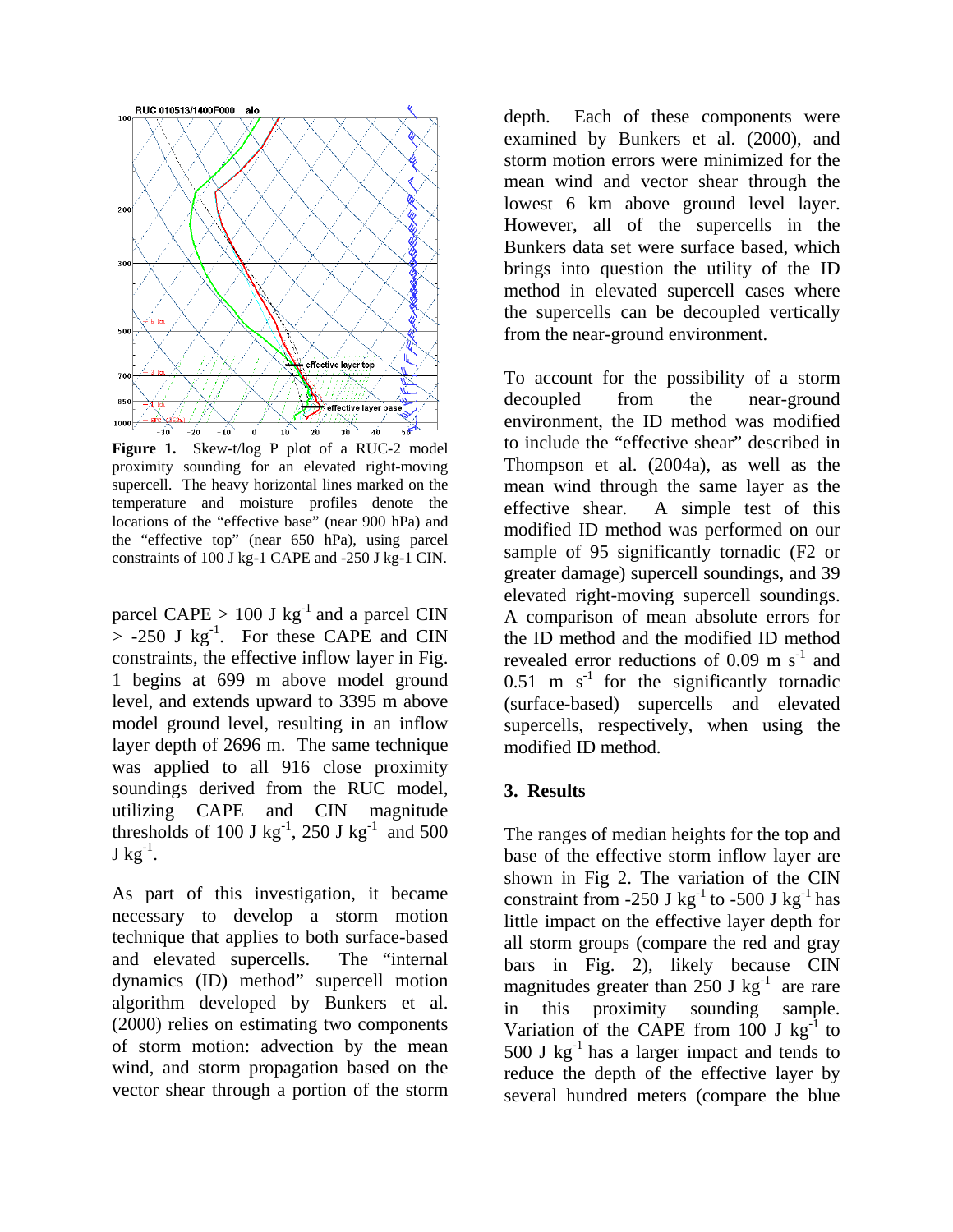**Figure 1.** Skew-t/log P plot of a RUC-2 model proximity sounding for an elevated right-moving supercell. The heavy horizontal lines marked on the temperature and moisture profiles denote the locations of the "effective base" (near 900 hPa) and the "effective top" (near 650 hPa), using parcel constraints of 100 J kg-1 CAPE and -250 J kg-1 CIN.

parcel CAPE > 100 J $kg^{-1}$ and a parcel CIN > -250 J $kg^{-1}$. For these CAPE and CIN constraints, the effective inflow layer in Fig. 1 begins at 699 m above model ground level, and extends upward to 3395 m above model ground level, resulting in an inflow layer depth of 2696 m. The same technique was applied to all 916 close proximity soundings derived from the RUC model, utilizing CAPE and CIN magnitude thresholds of 100 J $kg^{-1}$, 250 J $kg^{-1}$ and 500 J $kg^{-1}$.

As part of this investigation, it became necessary to develop a storm motion technique that applies to both surface-based and elevated supercells. The "internal dynamics (ID) method" supercell motion algorithm developed by Bunkers et al. (2000) relies on estimating two components of storm motion: advection by the mean wind, and storm propagation based on the vector shear through a portion of the storm depth. Each of these components were examined by Bunkers et al. (2000), and storm motion errors were minimized for the mean wind and vector shear through the lowest 6 km above ground level layer. However, all of the supercells in the Bunkers data set were surface based, which brings into question the utility of the ID method in elevated supercell cases where the supercells can be decoupled vertically from the near-ground environment.

To account for the possibility of a storm decoupled from the near-ground environment, the ID method was modified to include the "effective shear" described in Thompson et al. (2004a), as well as the mean wind through the same layer as the effective shear. A simple test of this modified ID method was performed on our sample of 95 significantly tornadic (F2 or greater damage) supercell soundings, and 39 elevated right-moving supercell soundings. A comparison of mean absolute errors for the ID method and the modified ID method revealed error reductions of 0.09 m $s^{-1}$ and 0.51 m $s^{-1}$ for the significantly tornadic (surface-based) supercells and elevated supercells, respectively, when using the modified ID method.

## 3. Results

The ranges of median heights for the top and base of the effective storm inflow layer are shown in Fig 2. The variation of the CIN constraint from -250 J $kg^{-1}$ to -500 J $kg^{-1}$ has little impact on the effective layer depth for all storm groups (compare the red and gray bars in Fig. 2), likely because CIN magnitudes greater than 250 J $kg^{-1}$ are rare in this proximity sounding sample. Variation of the CAPE from 100 J $kg^{-1}$ to 500 J $kg^{-1}$ has a larger impact and tends to reduce the depth of the effective layer by several hundred meters (compare the blue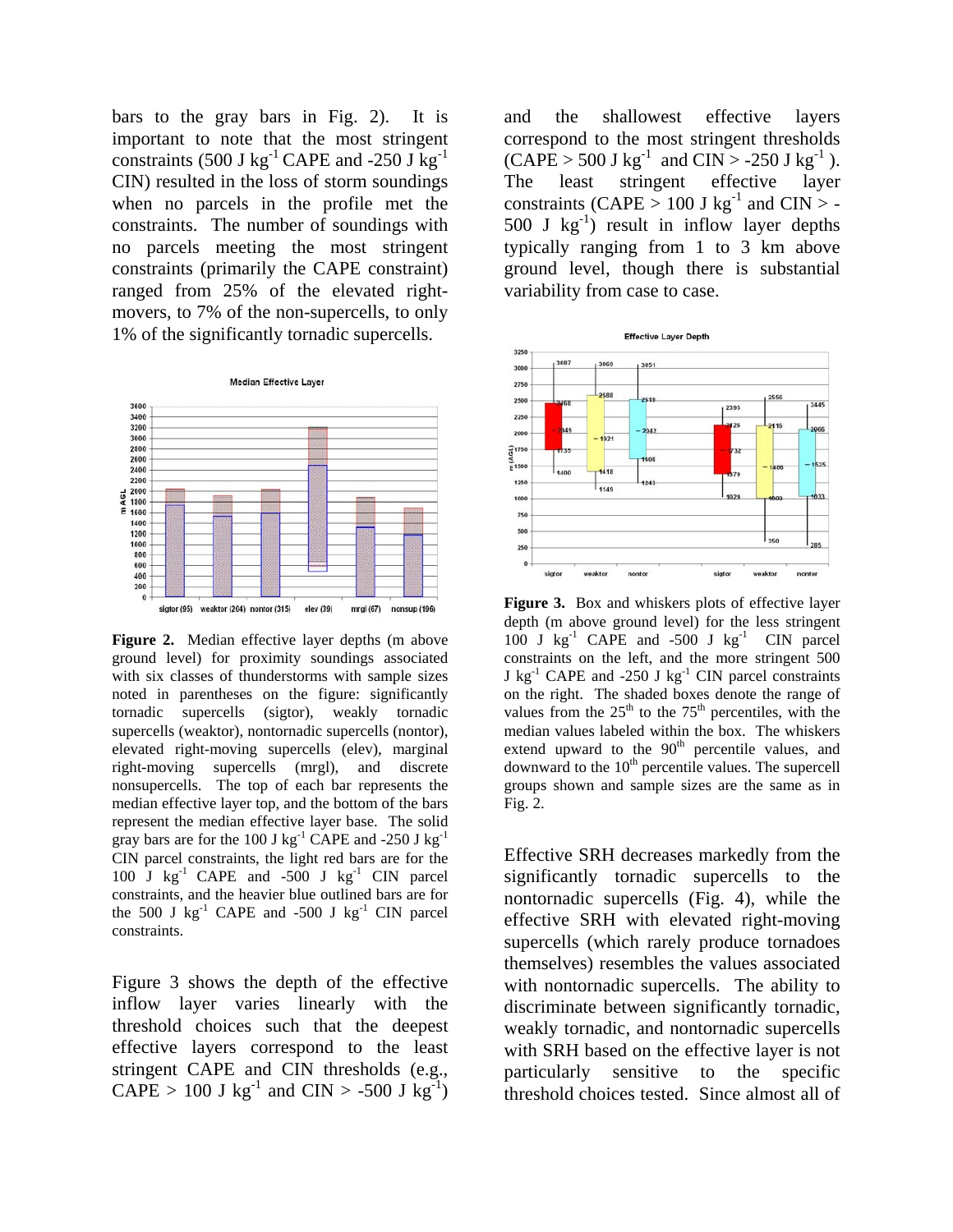bars to the gray bars in Fig. 2). It is important to note that the most stringent constraints (500 J kg$^{-1}$ CAPE and -250 J kg$^{-1}$ CIN) resulted in the loss of storm soundings when no parcels in the profile met the constraints. The number of soundings with no parcels meeting the most stringent constraints (primarily the CAPE constraint) ranged from 25% of the elevated right-movers, to 7% of the non-supercells, to only 1% of the significantly tornadic supercells.

**Figure 2.** Median effective layer depths (m above ground level) for proximity soundings associated with six classes of thunderstorms with sample sizes noted in parentheses on the figure: significantly tornadic supercells (sigtor), weakly tornadic supercells (weaktor), nontornadic supercells (nontor), elevated right-moving supercells (elev), marginal right-moving supercells (mrgl), and discrete nonsupercells. The top of each bar represents the median effective layer top, and the bottom of the bars represent the median effective layer base. The solid gray bars are for the 100 J kg$^{-1}$ CAPE and -250 J kg$^{-1}$ CIN parcel constraints, the light red bars are for the 100 J kg$^{-1}$ CAPE and -500 J kg$^{-1}$ CIN parcel constraints, and the heavier blue outlined bars are for the 500 J kg$^{-1}$ CAPE and -500 J kg$^{-1}$ CIN parcel constraints.

Figure 3 shows the depth of the effective inflow layer varies linearly with the threshold choices such that the deepest effective layers correspond to the least stringent CAPE and CIN thresholds (e.g., CAPE > 100 J kg$^{-1}$ and CIN > -500 J kg$^{-1}$) and the shallowest effective layers correspond to the most stringent thresholds (CAPE > 500 J kg$^{-1}$ and CIN > -250 J kg$^{-1}$). The least stringent effective layer constraints (CAPE > 100 J kg$^{-1}$ and CIN > -500 J kg$^{-1}$) result in inflow layer depths typically ranging from 1 to 3 km above ground level, though there is substantial variability from case to case.

**Figure 3.** Box and whiskers plots of effective layer depth (m above ground level) for the less stringent 100 J kg$^{-1}$ CAPE and -500 J kg$^{-1}$ CIN parcel constraints on the left, and the more stringent 500 J kg$^{-1}$ CAPE and -250 J kg$^{-1}$ CIN parcel constraints on the right. The shaded boxes denote the range of values from the 25$^{th}$ to the 75$^{th}$ percentiles, with the median values labeled within the box. The whiskers extend upward to the 90$^{th}$ percentile values, and downward to the 10$^{th}$ percentile values. The supercell groups shown and sample sizes are the same as in Fig. 2.

Effective SRH decreases markedly from the significantly tornadic supercells to the nontornadic supercells (Fig. 4), while the effective SRH with elevated right-moving supercells (which rarely produce tornadoes themselves) resembles the values associated with nontornadic supercells. The ability to discriminate between significantly tornadic, weakly tornadic, and nontornadic supercells with SRH based on the effective layer is not particularly sensitive to the specific threshold choices tested. Since almost all of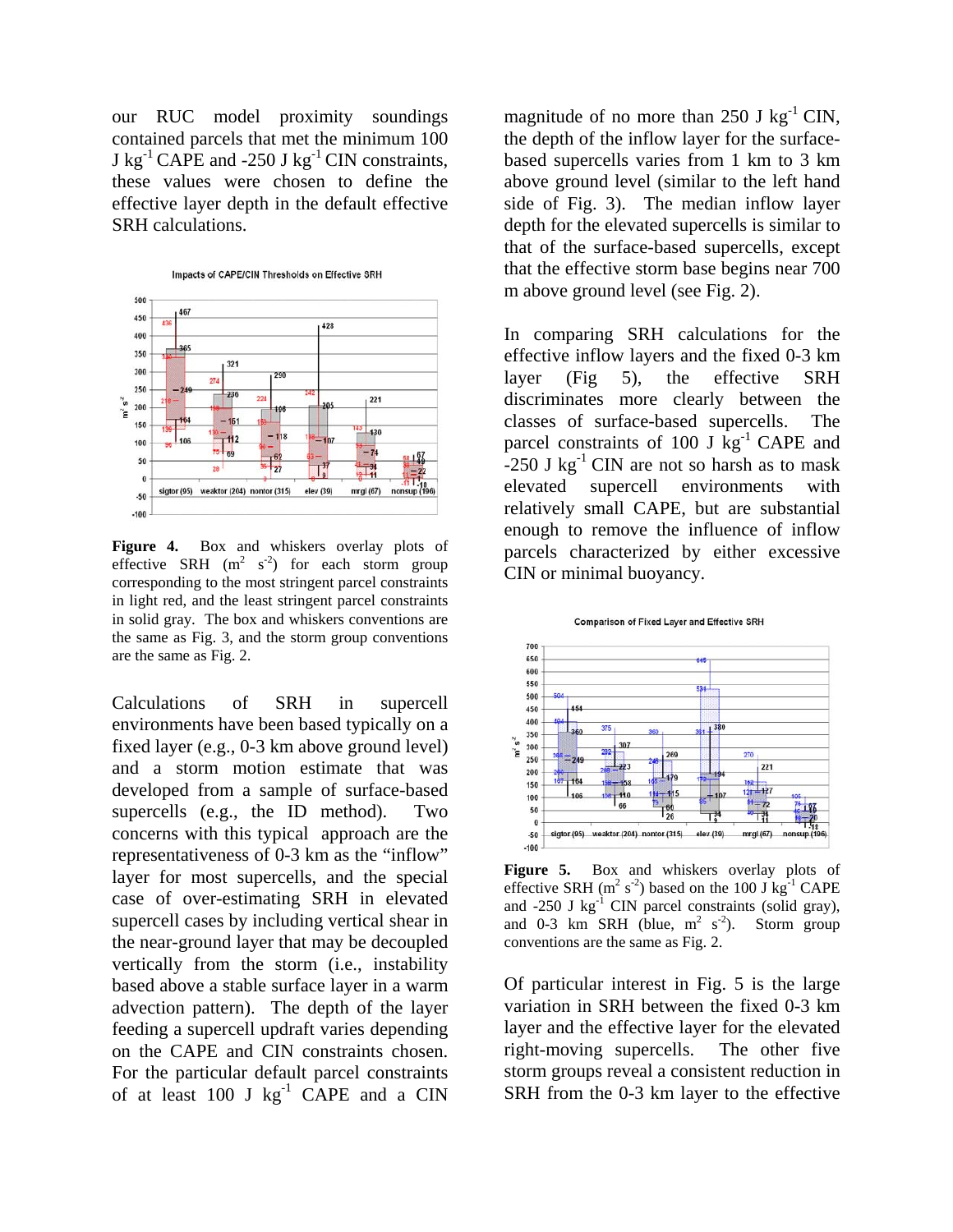our RUC model proximity soundings contained parcels that met the minimum 100 J kg$^{-1}$ CAPE and -250 J kg$^{-1}$ CIN constraints, these values were chosen to define the effective layer depth in the default effective SRH calculations.

**Figure 4.** Box and whiskers overlay plots of effective SRH (m$^2$ s$^{-2}$) for each storm group corresponding to the most stringent parcel constraints in light red, and the least stringent parcel constraints in solid gray. The box and whiskers conventions are the same as Fig. 3, and the storm group conventions are the same as Fig. 2.

Calculations of SRH in supercell environments have been based typically on a fixed layer (e.g., 0-3 km above ground level) and a storm motion estimate that was developed from a sample of surface-based supercells (e.g., the ID method). Two concerns with this typical approach are the representativeness of 0-3 km as the "inflow" layer for most supercells, and the special case of over-estimating SRH in elevated supercell cases by including vertical shear in the near-ground layer that may be decoupled vertically from the storm (i.e., instability based above a stable surface layer in a warm advection pattern). The depth of the layer feeding a supercell updraft varies depending on the CAPE and CIN constraints chosen. For the particular default parcel constraints of at least 100 J kg$^{-1}$ CAPE and a CIN magnitude of no more than 250 J kg$^{-1}$ CIN, the depth of the inflow layer for the surface-based supercells varies from 1 km to 3 km above ground level (similar to the left hand side of Fig. 3). The median inflow layer depth for the elevated supercells is similar to that of the surface-based supercells, except that the effective storm base begins near 700 m above ground level (see Fig. 2).

In comparing SRH calculations for the effective inflow layers and the fixed 0-3 km layer (Fig 5), the effective SRH discriminates more clearly between the classes of surface-based supercells. The parcel constraints of 100 J kg$^{-1}$ CAPE and -250 J kg$^{-1}$ CIN are not so harsh as to mask elevated supercell environments with relatively small CAPE, but are substantial enough to remove the influence of inflow parcels characterized by either excessive CIN or minimal buoyancy.

**Figure 5.** Box and whiskers overlay plots of effective SRH (m$^2$ s$^{-2}$) based on the 100 J kg$^{-1}$ CAPE and -250 J kg$^{-1}$ CIN parcel constraints (solid gray), and 0-3 km SRH (blue, m$^2$ s$^{-2}$). Storm group conventions are the same as Fig. 2.

Of particular interest in Fig. 5 is the large variation in SRH between the fixed 0-3 km layer and the effective layer for the elevated right-moving supercells. The other five storm groups reveal a consistent reduction in SRH from the 0-3 km layer to the effective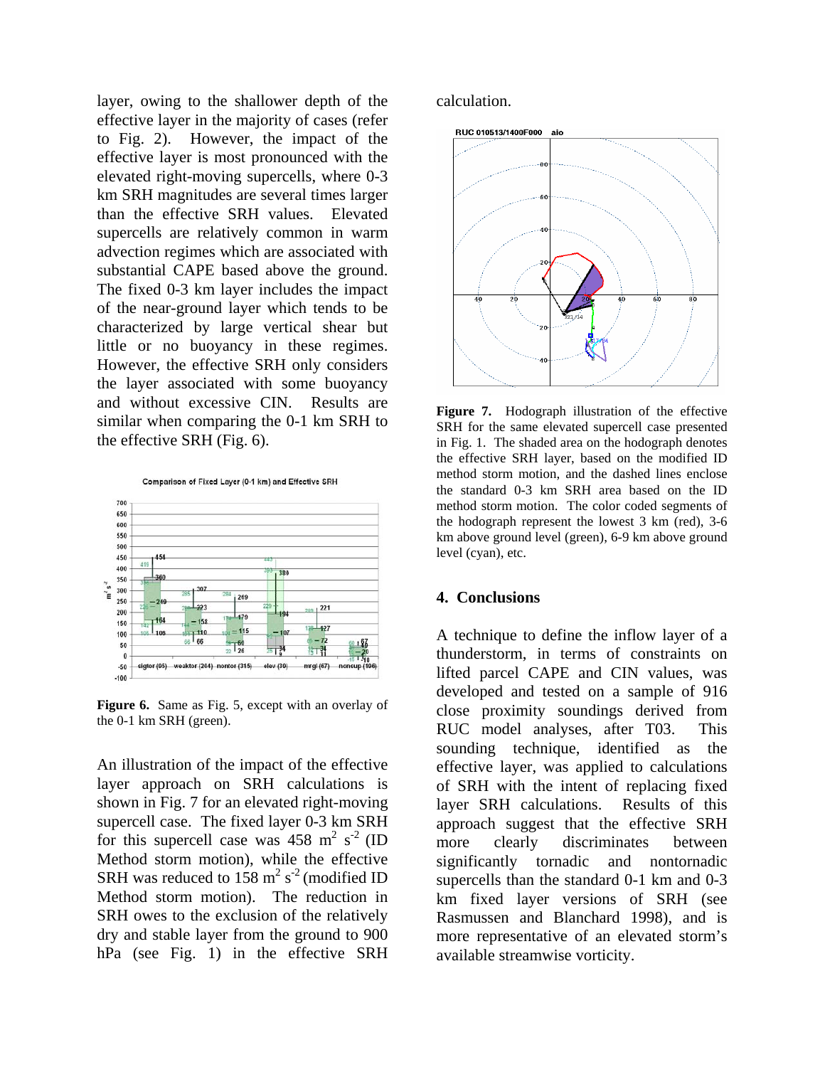layer, owing to the shallower depth of the effective layer in the majority of cases (refer to Fig. 2). However, the impact of the effective layer is most pronounced with the elevated right-moving supercells, where 0-3 km SRH magnitudes are several times larger than the effective SRH values. Elevated supercells are relatively common in warm advection regimes which are associated with substantial CAPE based above the ground. The fixed 0-3 km layer includes the impact of the near-ground layer which tends to be characterized by large vertical shear but little or no buoyancy in these regimes. However, the effective SRH only considers the layer associated with some buoyancy and without excessive CIN. Results are similar when comparing the 0-1 km SRH to the effective SRH (Fig. 6).

**Figure 6.** Same as Fig. 5, except with an overlay of the 0-1 km SRH (green).

An illustration of the impact of the effective layer approach on SRH calculations is shown in Fig. 7 for an elevated right-moving supercell case. The fixed layer 0-3 km SRH for this supercell case was 458 $m^2\ s^{-2}$ (ID Method storm motion), while the effective SRH was reduced to 158 $m^2\ s^{-2}$ (modified ID Method storm motion). The reduction in SRH owes to the exclusion of the relatively dry and stable layer from the ground to 900 hPa (see Fig. 1) in the effective SRH calculation.

**Figure 7.** Hodograph illustration of the effective SRH for the same elevated supercell case presented in Fig. 1. The shaded area on the hodograph denotes the effective SRH layer, based on the modified ID method storm motion, and the dashed lines enclose the standard 0-3 km SRH area based on the ID method storm motion. The color coded segments of the hodograph represent the lowest 3 km (red), 3-6 km above ground level (green), 6-9 km above ground level (cyan), etc.

## 4. Conclusions

A technique to define the inflow layer of a thunderstorm, in terms of constraints on lifted parcel CAPE and CIN values, was developed and tested on a sample of 916 close proximity soundings derived from RUC model analyses, after T03. This sounding technique, identified as the effective layer, was applied to calculations of SRH with the intent of replacing fixed layer SRH calculations. Results of this approach suggest that the effective SRH more clearly discriminates between significantly tornadic and nontornadic supercells than the standard 0-1 km and 0-3 km fixed layer versions of SRH (see Rasmussen and Blanchard 1998), and is more representative of an elevated storm's available streamwise vorticity.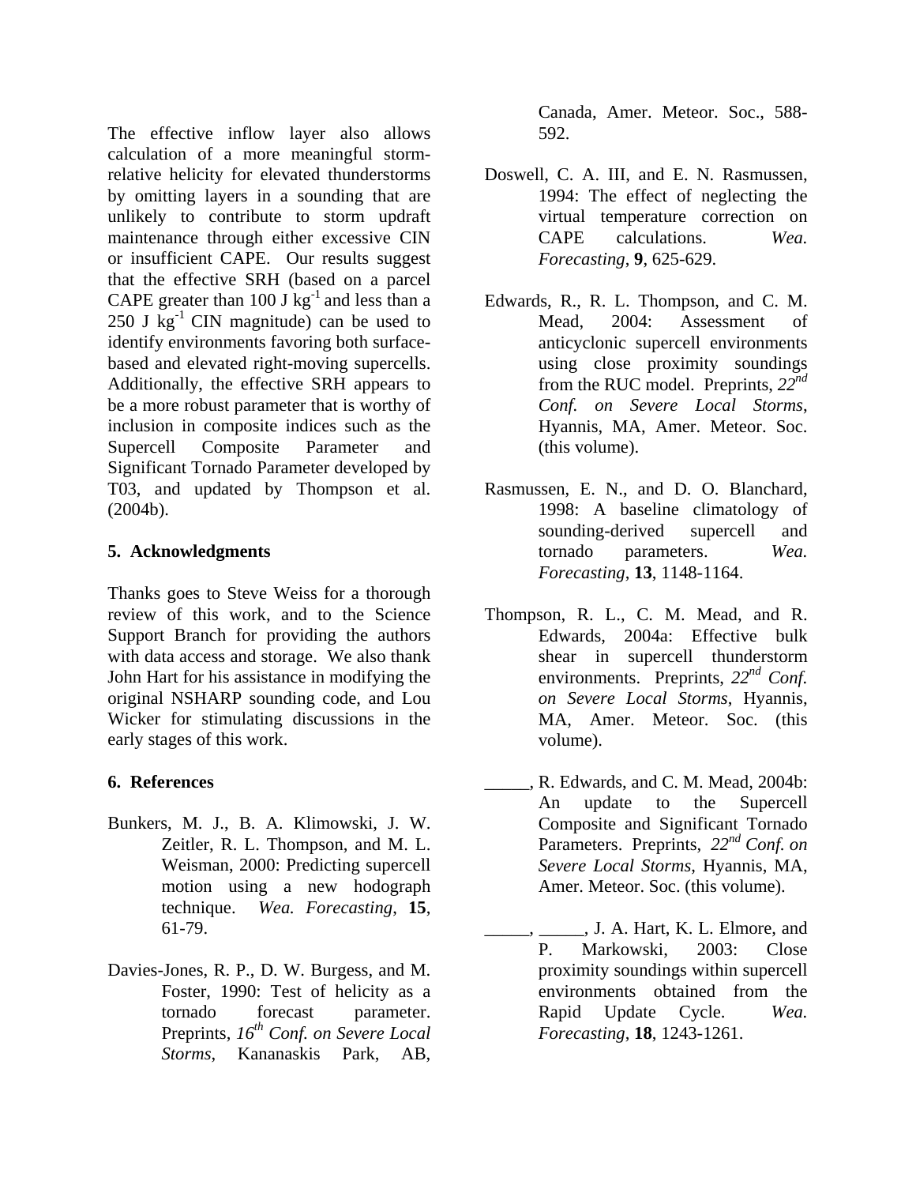The effective inflow layer also allows calculation of a more meaningful storm-relative helicity for elevated thunderstorms by omitting layers in a sounding that are unlikely to contribute to storm updraft maintenance through either excessive CIN or insufficient CAPE. Our results suggest that the effective SRH (based on a parcel CAPE greater than 100 J $kg^{-1}$ and less than a 250 J $kg^{-1}$ CIN magnitude) can be used to identify environments favoring both surface-based and elevated right-moving supercells. Additionally, the effective SRH appears to be a more robust parameter that is worthy of inclusion in composite indices such as the Supercell Composite Parameter and Significant Tornado Parameter developed by T03, and updated by Thompson et al. (2004b).

## 5. Acknowledgments

Thanks goes to Steve Weiss for a thorough review of this work, and to the Science Support Branch for providing the authors with data access and storage. We also thank John Hart for his assistance in modifying the original NSHARP sounding code, and Lou Wicker for stimulating discussions in the early stages of this work.

## 6. References

Bunkers, M. J., B. A. Klimowski, J. W. Zeitler, R. L. Thompson, and M. L. Weisman, 2000: Predicting supercell motion using a new hodograph technique. *Wea. Forecasting*, **15**, 61-79.

Davies-Jones, R. P., D. W. Burgess, and M. Foster, 1990: Test of helicity as a tornado forecast parameter. Preprints, *16th Conf. on Severe Local Storms*, Kananaskis Park, AB, Canada, Amer. Meteor. Soc., 588-592.

Doswell, C. A. III, and E. N. Rasmussen, 1994: The effect of neglecting the virtual temperature correction on CAPE calculations. *Wea. Forecasting*, **9**, 625-629.

Edwards, R., R. L. Thompson, and C. M. Mead, 2004: Assessment of anticyclonic supercell environments using close proximity soundings from the RUC model. Preprints, *22nd Conf. on Severe Local Storms*, Hyannis, MA, Amer. Meteor. Soc. (this volume).

Rasmussen, E. N., and D. O. Blanchard, 1998: A baseline climatology of sounding-derived supercell and tornado parameters. *Wea. Forecasting*, **13**, 1148-1164.

Thompson, R. L., C. M. Mead, and R. Edwards, 2004a: Effective bulk shear in supercell thunderstorm environments. Preprints, *22nd Conf. on Severe Local Storms*, Hyannis, MA, Amer. Meteor. Soc. (this volume).

_____, R. Edwards, and C. M. Mead, 2004b: An update to the Supercell Composite and Significant Tornado Parameters. Preprints, *22nd Conf. on Severe Local Storms*, Hyannis, MA, Amer. Meteor. Soc. (this volume).

_____, _____, J. A. Hart, K. L. Elmore, and P. Markowski, 2003: Close proximity soundings within supercell environments obtained from the Rapid Update Cycle. *Wea. Forecasting*, **18**, 1243-1261.